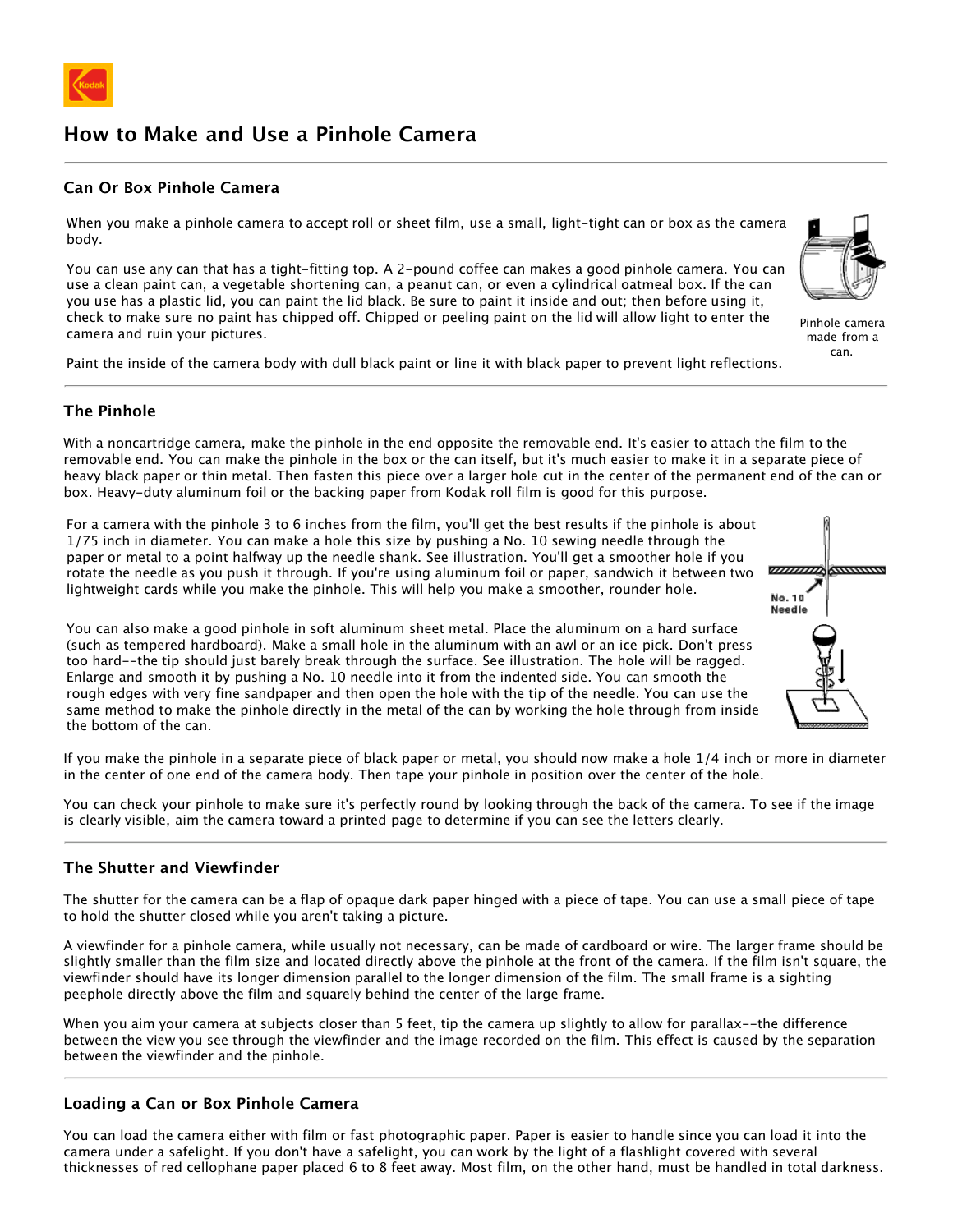# How to Make and Use a Pinhole Camera

## Can Or Box Pinhole Camera

When you make a pinhole camera to accept roll or sheet film, use a small, light-tight can or box as the camera body.

You can use any can that has a tight-fitting top. A 2-pound coffee can makes a good pinhole camera. You can use a clean paint can, a vegetable shortening can, a peanut can, or even a cylindrical oatmeal box. If the can you use has a plastic lid, you can paint the lid black. Be sure to paint it inside and out; then before using it, check to make sure no paint has chipped off. Chipped or peeling paint on the lid will allow light to enter the camera and ruin your pictures.

Pinhole camera made from a can.

Paint the inside of the camera body with dull black paint or line it with black paper to prevent light reflections.

## The Pinhole

With a noncartridge camera, make the pinhole in the end opposite the removable end. It's easier to attach the film to the removable end. You can make the pinhole in the box or the can itself, but it's much easier to make it in a separate piece of heavy black paper or thin metal. Then fasten this piece over a larger hole cut in the center of the permanent end of the can or box. Heavy-duty aluminum foil or the backing paper from Kodak roll film is good for this purpose.

For a camera with the pinhole 3 to 6 inches from the film, you'll get the best results if the pinhole is about 1/75 inch in diameter. You can make a hole this size by pushing a No. 10 sewing needle through the paper or metal to a point halfway up the needle shank. See illustration. You'll get a smoother hole if you rotate the needle as you push it through. If you're using aluminum foil or paper, sandwich it between two lightweight cards while you make the pinhole. This will help you make a smoother, rounder hole.

No. 10 Needle

You can also make a good pinhole in soft aluminum sheet metal. Place the aluminum on a hard surface (such as tempered hardboard). Make a small hole in the aluminum with an awl or an ice pick. Don't press too hard--the tip should just barely break through the surface. See illustration. The hole will be ragged. Enlarge and smooth it by pushing a No. 10 needle into it from the indented side. You can smooth the rough edges with very fine sandpaper and then open the hole with the tip of the needle. You can use the same method to make the pinhole directly in the metal of the can by working the hole through from inside the bottom of the can.

If you make the pinhole in a separate piece of black paper or metal, you should now make a hole 1/4 inch or more in diameter in the center of one end of the camera body. Then tape your pinhole in position over the center of the hole.

You can check your pinhole to make sure it's perfectly round by looking through the back of the camera. To see if the image is clearly visible, aim the camera toward a printed page to determine if you can see the letters clearly.

## The Shutter and Viewfinder

The shutter for the camera can be a flap of opaque dark paper hinged with a piece of tape. You can use a small piece of tape to hold the shutter closed while you aren't taking a picture.

A viewfinder for a pinhole camera, while usually not necessary, can be made of cardboard or wire. The larger frame should be slightly smaller than the film size and located directly above the pinhole at the front of the camera. If the film isn't square, the viewfinder should have its longer dimension parallel to the longer dimension of the film. The small frame is a sighting peephole directly above the film and squarely behind the center of the large frame.

When you aim your camera at subjects closer than 5 feet, tip the camera up slightly to allow for parallax--the difference between the view you see through the viewfinder and the image recorded on the film. This effect is caused by the separation between the viewfinder and the pinhole.

## Loading a Can or Box Pinhole Camera

You can load the camera either with film or fast photographic paper. Paper is easier to handle since you can load it into the camera under a safelight. If you don't have a safelight, you can work by the light of a flashlight covered with several thicknesses of red cellophane paper placed 6 to 8 feet away. Most film, on the other hand, must be handled in total darkness.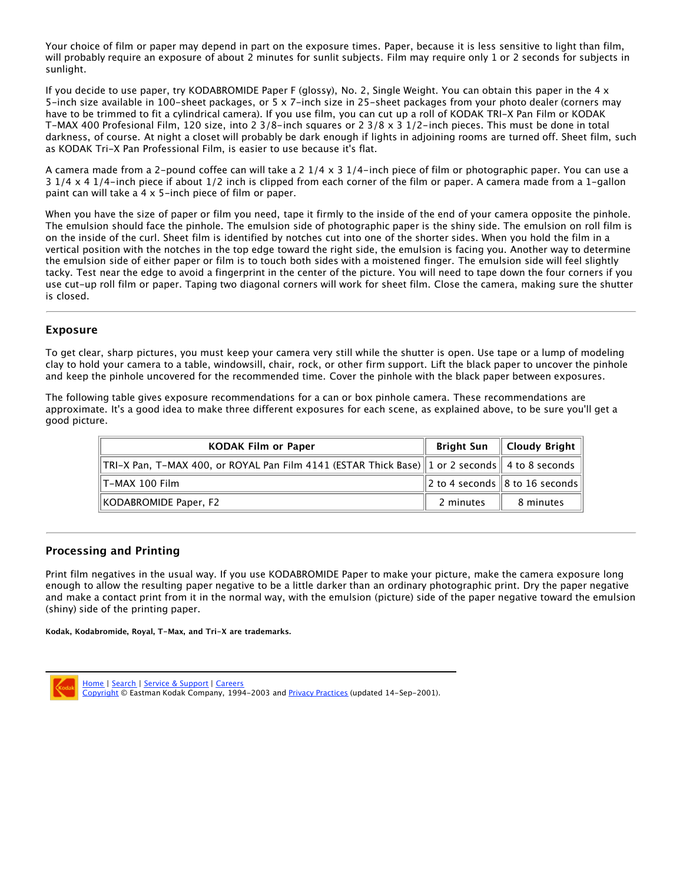Your choice of film or paper may depend in part on the exposure times. Paper, because it is less sensitive to light than film, will probably require an exposure of about 2 minutes for sunlit subjects. Film may require only 1 or 2 seconds for subjects in sunlight.

If you decide to use paper, try KODABROMIDE Paper F (glossy), No. 2, Single Weight. You can obtain this paper in the 4 x 5-inch size available in 100-sheet packages, or 5 x 7-inch size in 25-sheet packages from your photo dealer (corners may have to be trimmed to fit a cylindrical camera). If you use film, you can cut up a roll of KODAK TRI-X Pan Film or KODAK T-MAX 400 Profesional Film, 120 size, into 2 3/8-inch squares or 2 3/8 x 3 1/2-inch pieces. This must be done in total darkness, of course. At night a closet will probably be dark enough if lights in adjoining rooms are turned off. Sheet film, such as KODAK Tri-X Pan Professional Film, is easier to use because it's flat.

A camera made from a 2-pound coffee can will take a 2 1/4 x 3 1/4-inch piece of film or photographic paper. You can use a 3 1/4 x 4 1/4-inch piece if about 1/2 inch is clipped from each corner of the film or paper. A camera made from a 1-gallon paint can will take a 4 x 5-inch piece of film or paper.

When you have the size of paper or film you need, tape it firmly to the inside of the end of your camera opposite the pinhole. The emulsion should face the pinhole. The emulsion side of photographic paper is the shiny side. The emulsion on roll film is on the inside of the curl. Sheet film is identified by notches cut into one of the shorter sides. When you hold the film in a vertical position with the notches in the top edge toward the right side, the emulsion is facing you. Another way to determine the emulsion side of either paper or film is to touch both sides with a moistened finger. The emulsion side will feel slightly tacky. Test near the edge to avoid a fingerprint in the center of the picture. You will need to tape down the four corners if you use cut-up roll film or paper. Taping two diagonal corners will work for sheet film. Close the camera, making sure the shutter is closed.

## Exposure

To get clear, sharp pictures, you must keep your camera very still while the shutter is open. Use tape or a lump of modeling clay to hold your camera to a table, windowsill, chair, rock, or other firm support. Lift the black paper to uncover the pinhole and keep the pinhole uncovered for the recommended time. Cover the pinhole with the black paper between exposures.

The following table gives exposure recommendations for a can or box pinhole camera. These recommendations are approximate. It's a good idea to make three different exposures for each scene, as explained above, to be sure you'll get a good picture.

| KODAK Film or Paper | Bright Sun | Cloudy Bright |
|---|---|---|
| TRI-X Pan, T-MAX 400, or ROYAL Pan Film 4141 (ESTAR Thick Base) | 1 or 2 seconds | 4 to 8 seconds |
| T-MAX 100 Film | 2 to 4 seconds | 8 to 16 seconds |
| KODABROMIDE Paper, F2 | 2 minutes | 8 minutes |

## Processing and Printing

Print film negatives in the usual way. If you use KODABROMIDE Paper to make your picture, make the camera exposure long enough to allow the resulting paper negative to be a little darker than an ordinary photographic print. Dry the paper negative and make a contact print from it in the normal way, with the emulsion (picture) side of the paper negative toward the emulsion (shiny) side of the printing paper.

**Kodak, Kodabromide, Royal, T-Max, and Tri-X are trademarks.**

Home | Search | Service & Support | Careers
Copyright © Eastman Kodak Company, 1994-2003 and Privacy Practices (updated 14-Sep-2001).